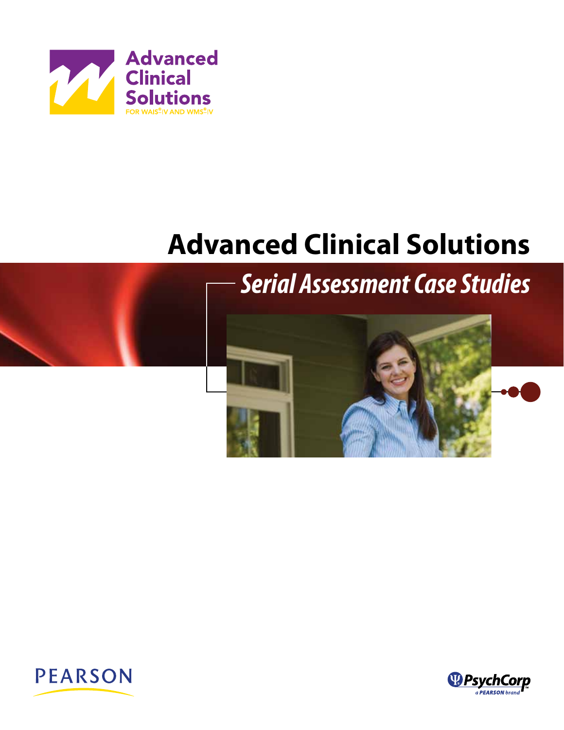Advanced Clinical Solutions

FOR WAIS®-IV AND WMS®-IV

# Advanced Clinical Solutions

## *Serial Assessment Case Studies*

PEARSON

PsychCorp

a PEARSON brand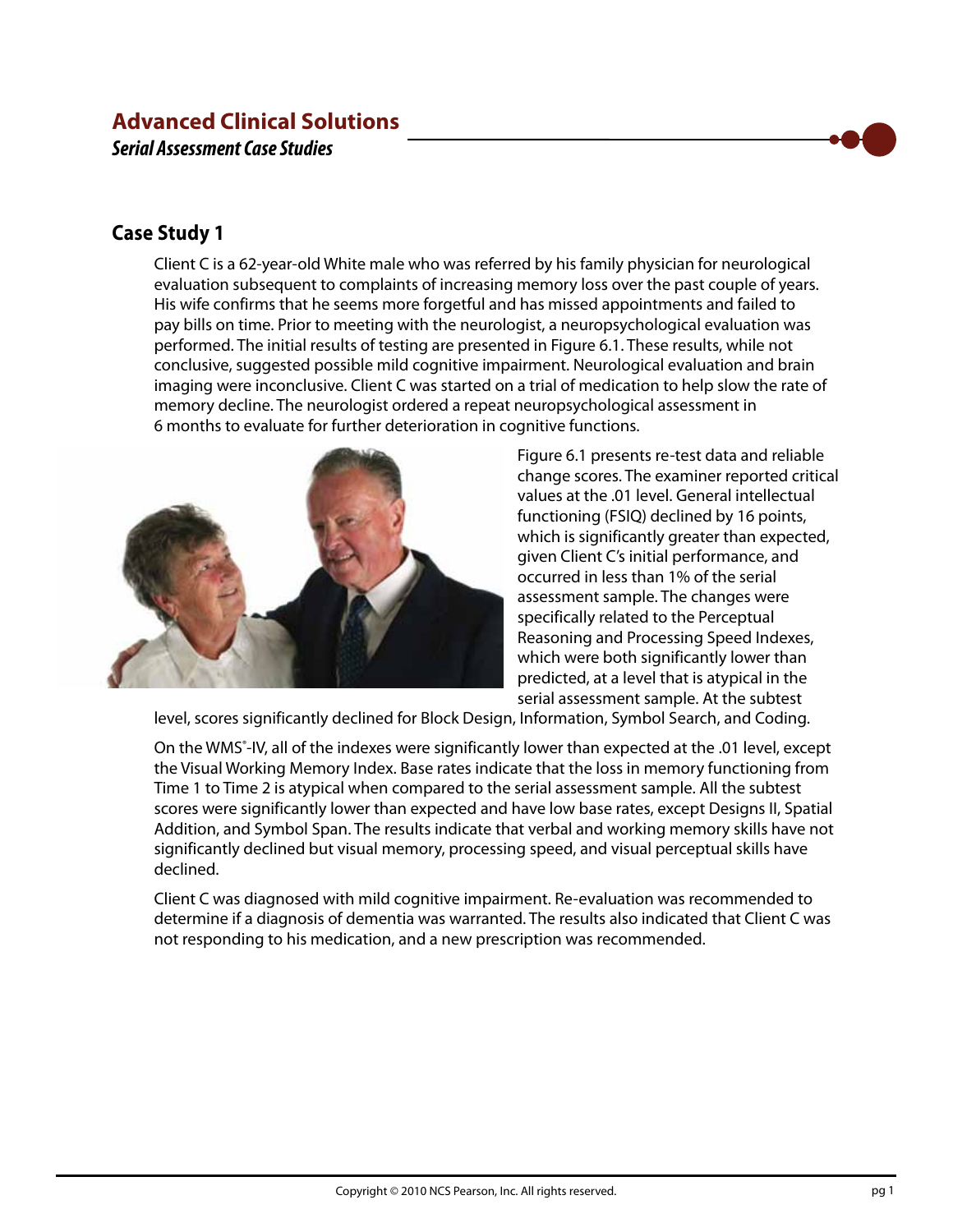# Advanced Clinical Solutions

***Serial Assessment Case Studies***

## Case Study 1

Client C is a 62-year-old White male who was referred by his family physician for neurological evaluation subsequent to complaints of increasing memory loss over the past couple of years. His wife confirms that he seems more forgetful and has missed appointments and failed to pay bills on time. Prior to meeting with the neurologist, a neuropsychological evaluation was performed. The initial results of testing are presented in Figure 6.1. These results, while not conclusive, suggested possible mild cognitive impairment. Neurological evaluation and brain imaging were inconclusive. Client C was started on a trial of medication to help slow the rate of memory decline. The neurologist ordered a repeat neuropsychological assessment in 6 months to evaluate for further deterioration in cognitive functions.

Figure 6.1 presents re-test data and reliable change scores. The examiner reported critical values at the .01 level. General intellectual functioning (FSIQ) declined by 16 points, which is significantly greater than expected, given Client C's initial performance, and occurred in less than 1% of the serial assessment sample. The changes were specifically related to the Perceptual Reasoning and Processing Speed Indexes, which were both significantly lower than predicted, at a level that is atypical in the serial assessment sample. At the subtest level, scores significantly declined for Block Design, Information, Symbol Search, and Coding.

On the WMS®-IV, all of the indexes were significantly lower than expected at the .01 level, except the Visual Working Memory Index. Base rates indicate that the loss in memory functioning from Time 1 to Time 2 is atypical when compared to the serial assessment sample. All the subtest scores were significantly lower than expected and have low base rates, except Designs II, Spatial Addition, and Symbol Span. The results indicate that verbal and working memory skills have not significantly declined but visual memory, processing speed, and visual perceptual skills have declined.

Client C was diagnosed with mild cognitive impairment. Re-evaluation was recommended to determine if a diagnosis of dementia was warranted. The results also indicated that Client C was not responding to his medication, and a new prescription was recommended.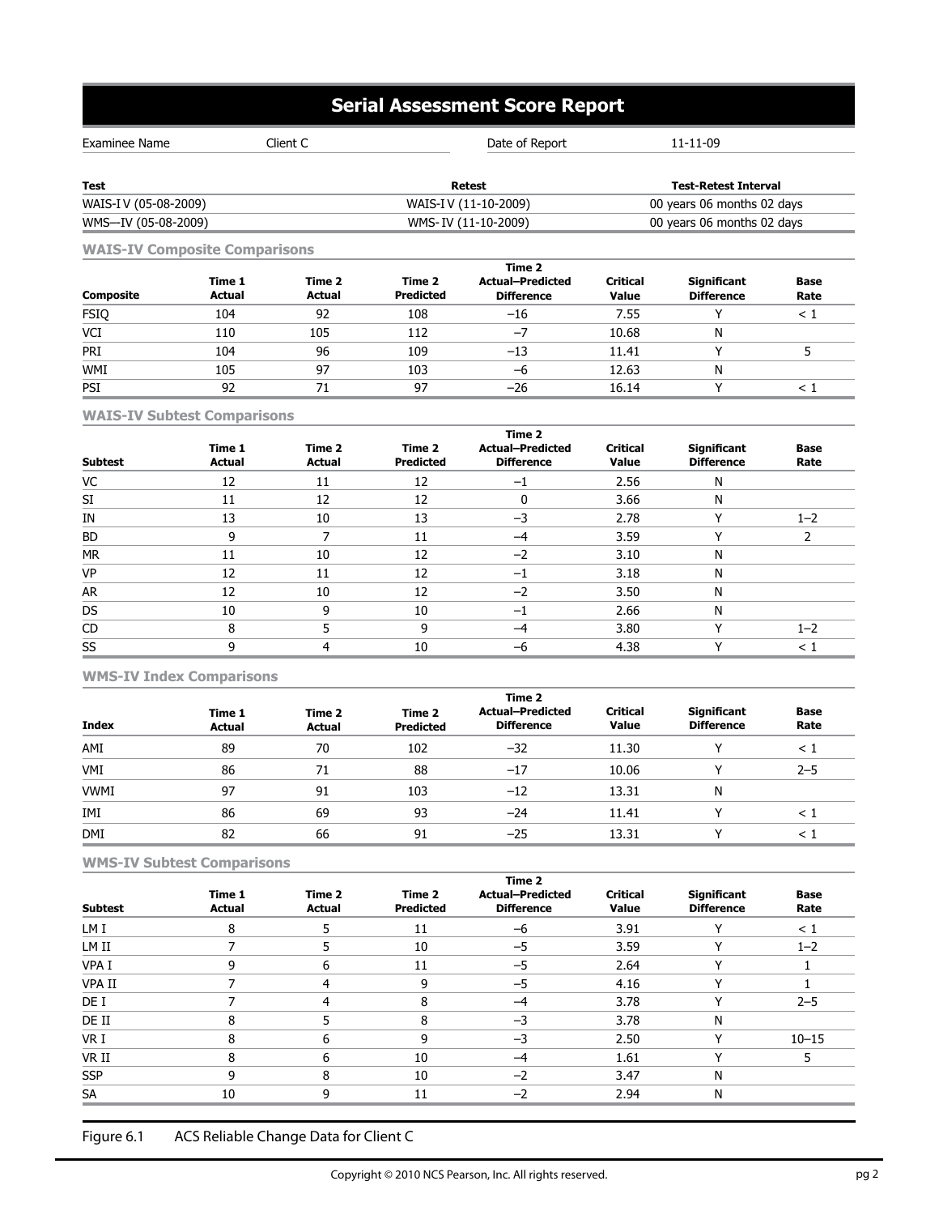# Serial Assessment Score Report

| Examinee Name | Client C | Date of Report | 11-11-09 |
|---|---|---|---|

| Test | Retest | Test-Retest Interval |
|---|---|---|
| WAIS-I V (05-08-2009) | WAIS-I V (11-10-2009) | 00 years 06 months 02 days |
| WMS—IV (05-08-2009) | WMS- IV (11-10-2009) | 00 years 06 months 02 days |

### WAIS-IV Composite Comparisons

| Composite | Time 1 Actual | Time 2 Actual | Time 2 Predicted | Time 2 Actual–Predicted Difference | Critical Value | Significant Difference | Base Rate |
|---|---|---|---|---|---|---|---|
| FSIQ | 104 | 92 | 108 | −16 | 7.55 | Y | < 1 |
| VCI | 110 | 105 | 112 | −7 | 10.68 | N | |
| PRI | 104 | 96 | 109 | −13 | 11.41 | Y | 5 |
| WMI | 105 | 97 | 103 | −6 | 12.63 | N | |
| PSI | 92 | 71 | 97 | −26 | 16.14 | Y | < 1 |

### WAIS-IV Subtest Comparisons

| Subtest | Time 1 Actual | Time 2 Actual | Time 2 Predicted | Time 2 Actual–Predicted Difference | Critical Value | Significant Difference | Base Rate |
|---|---|---|---|---|---|---|---|
| VC | 12 | 11 | 12 | −1 | 2.56 | N | |
| SI | 11 | 12 | 12 | 0 | 3.66 | N | |
| IN | 13 | 10 | 13 | −3 | 2.78 | Y | 1–2 |
| BD | 9 | 7 | 11 | −4 | 3.59 | Y | 2 |
| MR | 11 | 10 | 12 | −2 | 3.10 | N | |
| VP | 12 | 11 | 12 | −1 | 3.18 | N | |
| AR | 12 | 10 | 12 | −2 | 3.50 | N | |
| DS | 10 | 9 | 10 | −1 | 2.66 | N | |
| CD | 8 | 5 | 9 | −4 | 3.80 | Y | 1–2 |
| SS | 9 | 4 | 10 | −6 | 4.38 | Y | < 1 |

### WMS-IV Index Comparisons

| Index | Time 1 Actual | Time 2 Actual | Time 2 Predicted | Time 2 Actual–Predicted Difference | Critical Value | Significant Difference | Base Rate |
|---|---|---|---|---|---|---|---|
| AMI | 89 | 70 | 102 | −32 | 11.30 | Y | < 1 |
| VMI | 86 | 71 | 88 | −17 | 10.06 | Y | 2–5 |
| VWMI | 97 | 91 | 103 | −12 | 13.31 | N | |
| IMI | 86 | 69 | 93 | −24 | 11.41 | Y | < 1 |
| DMI | 82 | 66 | 91 | −25 | 13.31 | Y | < 1 |

### WMS-IV Subtest Comparisons

| Subtest | Time 1 Actual | Time 2 Actual | Time 2 Predicted | Time 2 Actual–Predicted Difference | Critical Value | Significant Difference | Base Rate |
|---|---|---|---|---|---|---|---|
| LM I | 8 | 5 | 11 | −6 | 3.91 | Y | < 1 |
| LM II | 7 | 5 | 10 | −5 | 3.59 | Y | 1–2 |
| VPA I | 9 | 6 | 11 | −5 | 2.64 | Y | 1 |
| VPA II | 7 | 4 | 9 | −5 | 4.16 | Y | 1 |
| DE I | 7 | 4 | 8 | −4 | 3.78 | Y | 2–5 |
| DE II | 8 | 5 | 8 | −3 | 3.78 | N | |
| VR I | 8 | 6 | 9 | −3 | 2.50 | Y | 10–15 |
| VR II | 8 | 6 | 10 | −4 | 1.61 | Y | 5 |
| SSP | 9 | 8 | 10 | −2 | 3.47 | N | |
| SA | 10 | 9 | 11 | −2 | 2.94 | N | |

Figure 6.1 ACS Reliable Change Data for Client C

Copyright © 2010 NCS Pearson, Inc. All rights reserved.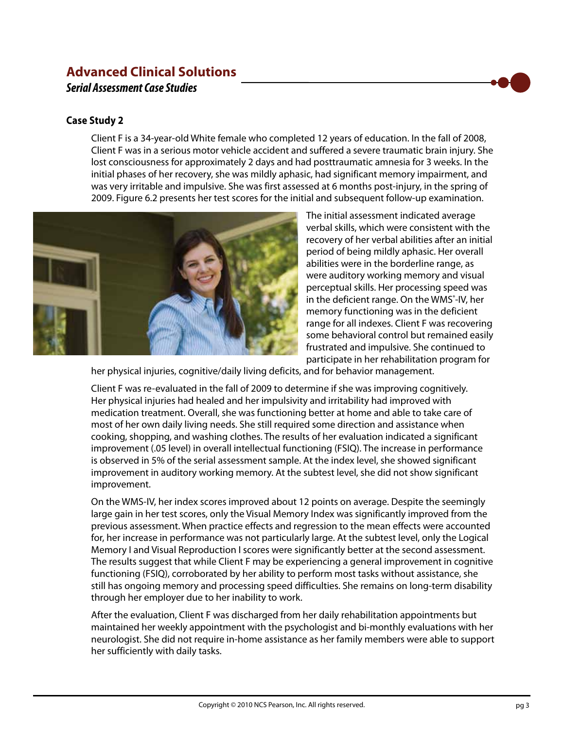# Advanced Clinical Solutions

***Serial Assessment Case Studies***

### Case Study 2

Client F is a 34-year-old White female who completed 12 years of education. In the fall of 2008, Client F was in a serious motor vehicle accident and suffered a severe traumatic brain injury. She lost consciousness for approximately 2 days and had posttraumatic amnesia for 3 weeks. In the initial phases of her recovery, she was mildly aphasic, had significant memory impairment, and was very irritable and impulsive. She was first assessed at 6 months post-injury, in the spring of 2009. Figure 6.2 presents her test scores for the initial and subsequent follow-up examination.

The initial assessment indicated average verbal skills, which were consistent with the recovery of her verbal abilities after an initial period of being mildly aphasic. Her overall abilities were in the borderline range, as were auditory working memory and visual perceptual skills. Her processing speed was in the deficient range. On the WMS®-IV, her memory functioning was in the deficient range for all indexes. Client F was recovering some behavioral control but remained easily frustrated and impulsive. She continued to participate in her rehabilitation program for her physical injuries, cognitive/daily living deficits, and for behavior management.

Client F was re-evaluated in the fall of 2009 to determine if she was improving cognitively. Her physical injuries had healed and her impulsivity and irritability had improved with medication treatment. Overall, she was functioning better at home and able to take care of most of her own daily living needs. She still required some direction and assistance when cooking, shopping, and washing clothes. The results of her evaluation indicated a significant improvement (.05 level) in overall intellectual functioning (FSIQ). The increase in performance is observed in 5% of the serial assessment sample. At the index level, she showed significant improvement in auditory working memory. At the subtest level, she did not show significant improvement.

On the WMS-IV, her index scores improved about 12 points on average. Despite the seemingly large gain in her test scores, only the Visual Memory Index was significantly improved from the previous assessment. When practice effects and regression to the mean effects were accounted for, her increase in performance was not particularly large. At the subtest level, only the Logical Memory I and Visual Reproduction I scores were significantly better at the second assessment. The results suggest that while Client F may be experiencing a general improvement in cognitive functioning (FSIQ), corroborated by her ability to perform most tasks without assistance, she still has ongoing memory and processing speed difficulties. She remains on long-term disability through her employer due to her inability to work.

After the evaluation, Client F was discharged from her daily rehabilitation appointments but maintained her weekly appointment with the psychologist and bi-monthly evaluations with her neurologist. She did not require in-home assistance as her family members were able to support her sufficiently with daily tasks.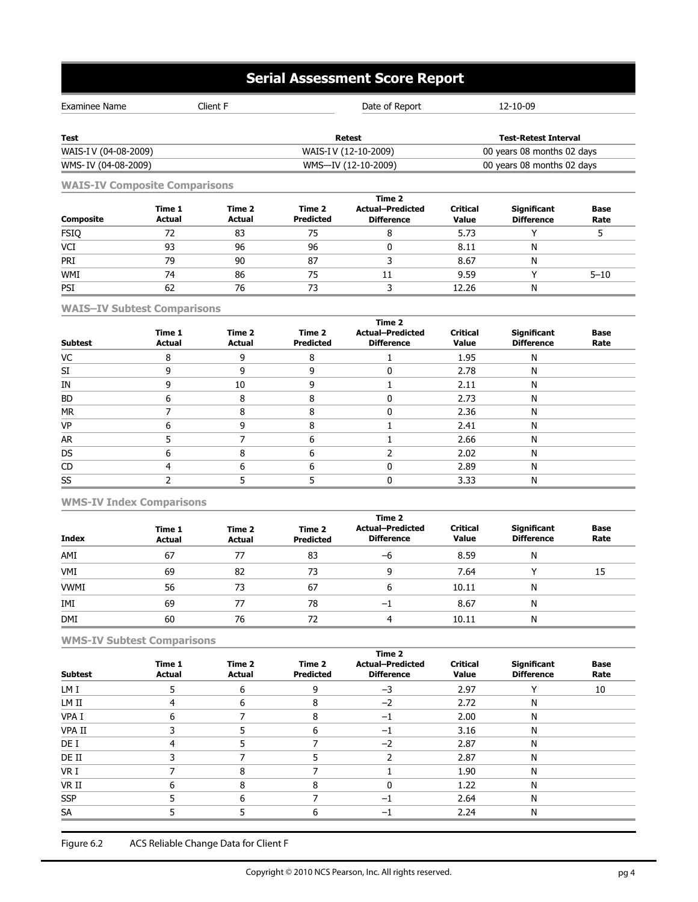# Serial Assessment Score Report

| Examinee Name | Client F | Date of Report | 12-10-09 |
|---|---|---|---|

| Test | Retest | Test-Retest Interval |
|---|---|---|
| WAIS-I V (04-08-2009) | WAIS-I V (12-10-2009) | 00 years 08 months 02 days |
| WMS- IV (04-08-2009) | WMS—IV (12-10-2009) | 00 years 08 months 02 days |

### WAIS-IV Composite Comparisons

| Composite | Time 1 Actual | Time 2 Actual | Time 2 Predicted | Time 2 Actual–Predicted Difference | Critical Value | Significant Difference | Base Rate |
|---|---|---|---|---|---|---|---|
| FSIQ | 72 | 83 | 75 | 8 | 5.73 | Y | 5 |
| VCI | 93 | 96 | 96 | 0 | 8.11 | N | |
| PRI | 79 | 90 | 87 | 3 | 8.67 | N | |
| WMI | 74 | 86 | 75 | 11 | 9.59 | Y | 5–10 |
| PSI | 62 | 76 | 73 | 3 | 12.26 | N | |

### WAIS–IV Subtest Comparisons

| Subtest | Time 1 Actual | Time 2 Actual | Time 2 Predicted | Time 2 Actual–Predicted Difference | Critical Value | Significant Difference | Base Rate |
|---|---|---|---|---|---|---|---|
| VC | 8 | 9 | 8 | 1 | 1.95 | N | |
| SI | 9 | 9 | 9 | 0 | 2.78 | N | |
| IN | 9 | 10 | 9 | 1 | 2.11 | N | |
| BD | 6 | 8 | 8 | 0 | 2.73 | N | |
| MR | 7 | 8 | 8 | 0 | 2.36 | N | |
| VP | 6 | 9 | 8 | 1 | 2.41 | N | |
| AR | 5 | 7 | 6 | 1 | 2.66 | N | |
| DS | 6 | 8 | 6 | 2 | 2.02 | N | |
| CD | 4 | 6 | 6 | 0 | 2.89 | N | |
| SS | 2 | 5 | 5 | 0 | 3.33 | N | |

### WMS-IV Index Comparisons

| Index | Time 1 Actual | Time 2 Actual | Time 2 Predicted | Time 2 Actual–Predicted Difference | Critical Value | Significant Difference | Base Rate |
|---|---|---|---|---|---|---|---|
| AMI | 67 | 77 | 83 | −6 | 8.59 | N | |
| VMI | 69 | 82 | 73 | 9 | 7.64 | Y | 15 |
| VWMI | 56 | 73 | 67 | 6 | 10.11 | N | |
| IMI | 69 | 77 | 78 | −1 | 8.67 | N | |
| DMI | 60 | 76 | 72 | 4 | 10.11 | N | |

### WMS-IV Subtest Comparisons

| Subtest | Time 1 Actual | Time 2 Actual | Time 2 Predicted | Time 2 Actual–Predicted Difference | Critical Value | Significant Difference | Base Rate |
|---|---|---|---|---|---|---|---|
| LM I | 5 | 6 | 9 | −3 | 2.97 | Y | 10 |
| LM II | 4 | 6 | 8 | −2 | 2.72 | N | |
| VPA I | 6 | 7 | 8 | −1 | 2.00 | N | |
| VPA II | 3 | 5 | 6 | −1 | 3.16 | N | |
| DE I | 4 | 5 | 7 | −2 | 2.87 | N | |
| DE II | 3 | 7 | 5 | 2 | 2.87 | N | |
| VR I | 7 | 8 | 7 | 1 | 1.90 | N | |
| VR II | 6 | 8 | 8 | 0 | 1.22 | N | |
| SSP | 5 | 6 | 7 | −1 | 2.64 | N | |
| SA | 5 | 5 | 6 | −1 | 2.24 | N | |

Figure 6.2 ACS Reliable Change Data for Client F

Copyright © 2010 NCS Pearson, Inc. All rights reserved.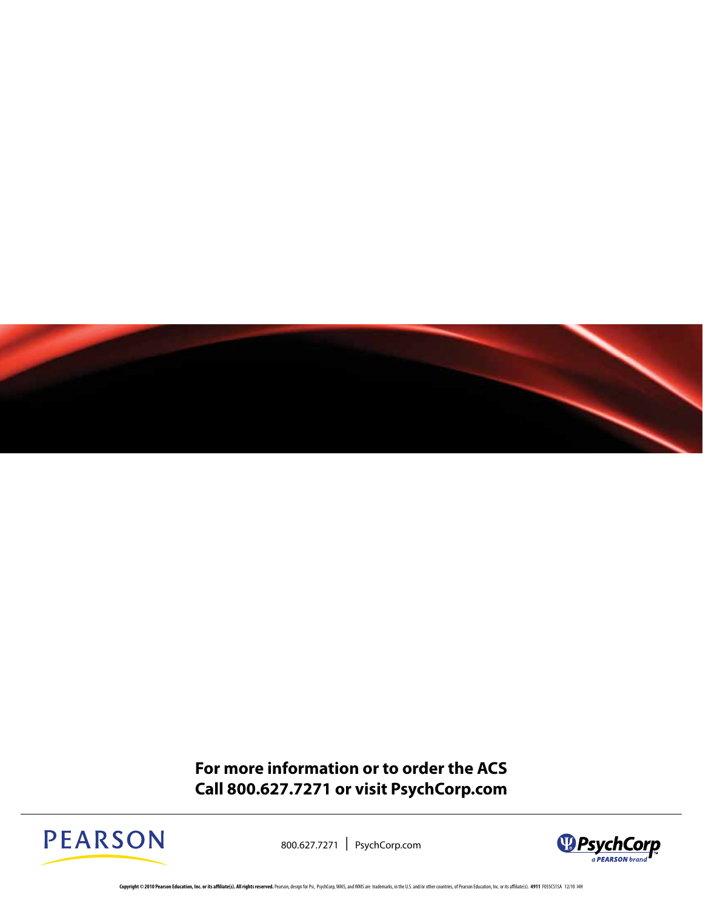**For more information or to order the ACS**
**Call 800.627.7271 or visit PsychCorp.com**

PEARSON

800.627.7271 | PsychCorp.com

PsychCorp a PEARSON brand

**Copyright © 2010 Pearson Education, Inc. or its affiliate(s). All rights reserved.** Pearson, design for Psi, PsychCorp, WAIS, and WMS are trademarks, in the U.S. and/or other countries, of Pearson Education, Inc. or its affiliate(s). **4911** F035C51SA 12/10 I4H